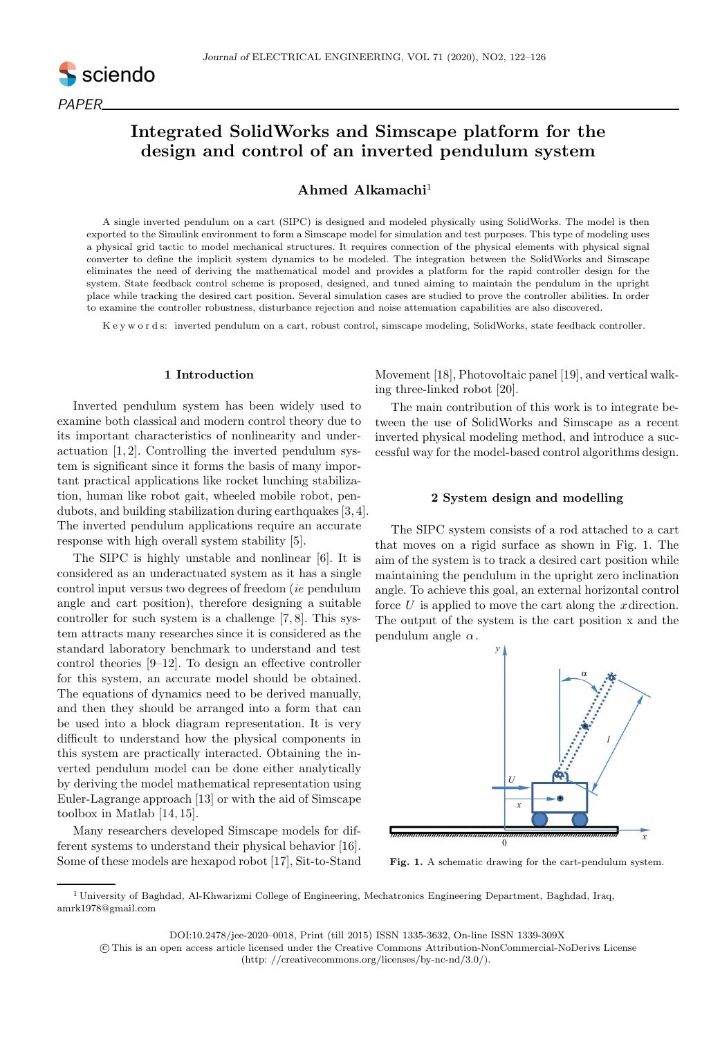PAPER

# Integrated SolidWorks and Simscape platform for the design and control of an inverted pendulum system

**Ahmed Alkamachi**[1]

A single inverted pendulum on a cart (SIPC) is designed and modeled physically using SolidWorks. The model is then exported to the Simulink environment to form a Simscape model for simulation and test purposes. This type of modeling uses a physical grid tactic to model mechanical structures. It requires connection of the physical elements with physical signal converter to define the implicit system dynamics to be modeled. The integration between the SolidWorks and Simscape eliminates the need of deriving the mathematical model and provides a platform for the rapid controller design for the system. State feedback control scheme is proposed, designed, and tuned aiming to maintain the pendulum in the upright place while tracking the desired cart position. Several simulation cases are studied to prove the controller abilities. In order to examine the controller robustness, disturbance rejection and noise attenuation capabilities are also discovered.

K e y w o r d s: inverted pendulum on a cart, robust control, simscape modeling, SolidWorks, state feedback controller.

## 1 Introduction

Inverted pendulum system has been widely used to examine both classical and modern control theory due to its important characteristics of nonlinearity and underactuation [1, 2]. Controlling the inverted pendulum system is significant since it forms the basis of many important practical applications like rocket lunching stabilization, human like robot gait, wheeled mobile robot, pendubots, and building stabilization during earthquakes [3, 4]. The inverted pendulum applications require an accurate response with high overall system stability [5].

The SIPC is highly unstable and nonlinear [6]. It is considered as an underactuated system as it has a single control input versus two degrees of freedom (*ie* pendulum angle and cart position), therefore designing a suitable controller for such system is a challenge [7, 8]. This system attracts many researches since it is considered as the standard laboratory benchmark to understand and test control theories [9–12]. To design an effective controller for this system, an accurate model should be obtained. The equations of dynamics need to be derived manually, and then they should be arranged into a form that can be used into a block diagram representation. It is very difficult to understand how the physical components in this system are practically interacted. Obtaining the inverted pendulum model can be done either analytically by deriving the model mathematical representation using Euler-Lagrange approach [13] or with the aid of Simscape toolbox in Matlab [14, 15].

Many researchers developed Simscape models for different systems to understand their physical behavior [16]. Some of these models are hexapod robot [17], Sit-to-Stand Movement [18], Photovoltaic panel [19], and vertical walking three-linked robot [20].

The main contribution of this work is to integrate between the use of SolidWorks and Simscape as a recent inverted physical modeling method, and introduce a successful way for the model-based control algorithms design.

## 2 System design and modelling

The SIPC system consists of a rod attached to a cart that moves on a rigid surface as shown in Fig. 1. The aim of the system is to track a desired cart position while maintaining the pendulum in the upright zero inclination angle. To achieve this goal, an external horizontal control force $U$ is applied to move the cart along the $x$ direction. The output of the system is the cart position x and the pendulum angle $\alpha$.

**Fig. 1.** A schematic drawing for the cart-pendulum system.

[1] University of Baghdad, Al-Khwarizmi College of Engineering, Mechatronics Engineering Department, Baghdad, Iraq, amrk1978@gmail.com

DOI:10.2478/jee-2020–0018, Print (till 2015) ISSN 1335-3632, On-line ISSN 1339-309X
© This is an open access article licensed under the Creative Commons Attribution-NonCommercial-NoDerivs License (http: //creativecommons.org/licenses/by-nc-nd/3.0/).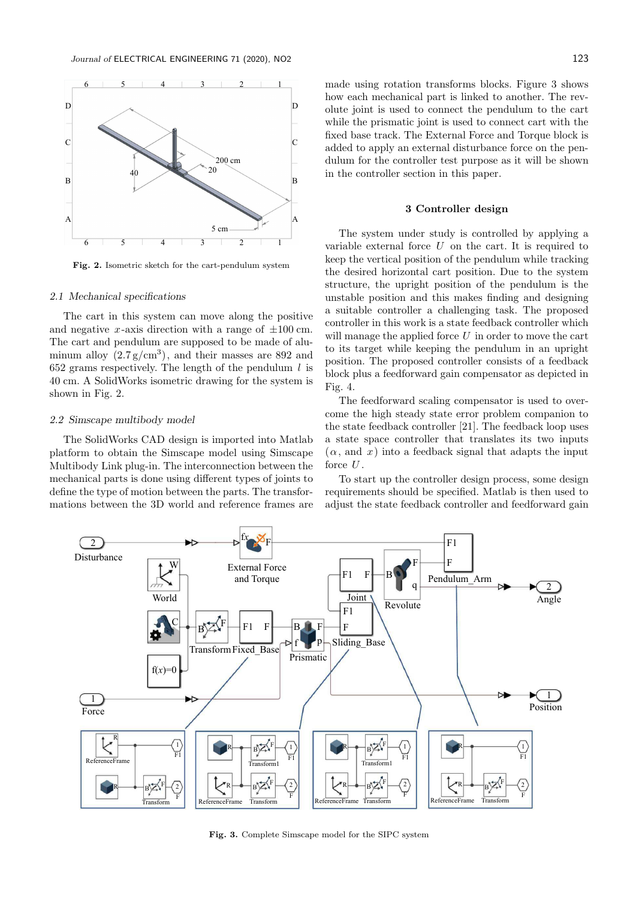Fig. 2. Isometric sketch for the cart-pendulum system

### 2.1 Mechanical specifications

The cart in this system can move along the positive and negative $x$-axis direction with a range of $\pm 100$ cm. The cart and pendulum are supposed to be made of aluminum alloy ($2.7\,\mathrm{g/cm^3}$), and their masses are 892 and 652 grams respectively. The length of the pendulum $l$ is 40 cm. A SolidWorks isometric drawing for the system is shown in Fig. 2.

### 2.2 Simscape multibody model

The SolidWorks CAD design is imported into Matlab platform to obtain the Simscape model using Simscape Multibody Link plug-in. The interconnection between the mechanical parts is done using different types of joints to define the type of motion between the parts. The transformations between the 3D world and reference frames are made using rotation transforms blocks. Figure 3 shows how each mechanical part is linked to another. The revolute joint is used to connect the pendulum to the cart while the prismatic joint is used to connect cart with the fixed base track. The External Force and Torque block is added to apply an external disturbance force on the pendulum for the controller test purpose as it will be shown in the controller section in this paper.

## 3 Controller design

The system under study is controlled by applying a variable external force $U$ on the cart. It is required to keep the vertical position of the pendulum while tracking the desired horizontal cart position. Due to the system structure, the upright position of the pendulum is the unstable position and this makes finding and designing a suitable controller a challenging task. The proposed controller in this work is a state feedback controller which will manage the applied force $U$ in order to move the cart to its target while keeping the pendulum in an upright position. The proposed controller consists of a feedback block plus a feedforward gain compensator as depicted in Fig. 4.

The feedforward scaling compensator is used to overcome the high steady state error problem companion to the state feedback controller [21]. The feedback loop uses a state space controller that translates its two inputs ($\alpha$, and $x$) into a feedback signal that adapts the input force $U$.

To start up the controller design process, some design requirements should be specified. Matlab is then used to adjust the state feedback controller and feedforward gain

Fig. 3. Complete Simscape model for the SIPC system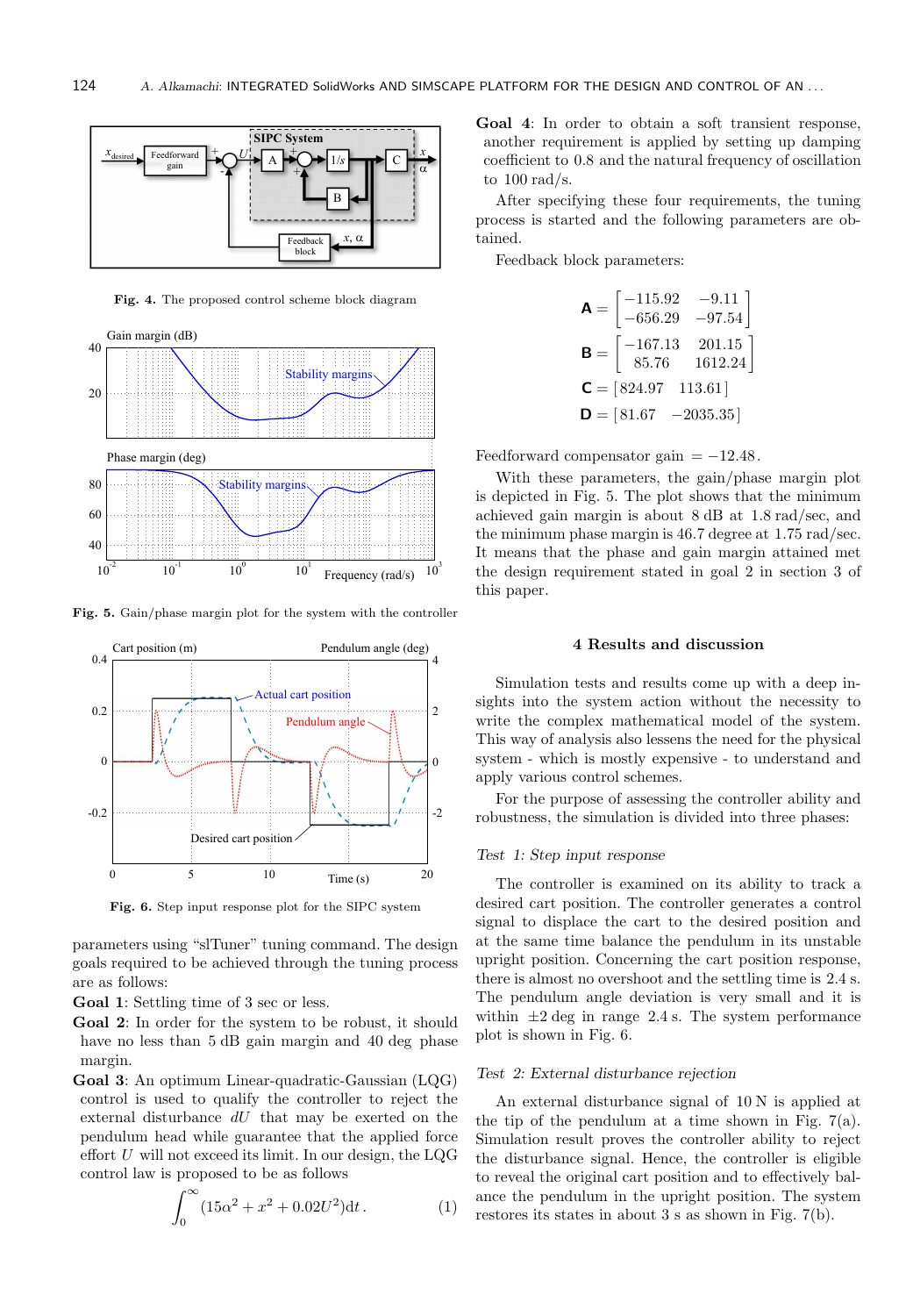Fig. 4. The proposed control scheme block diagram

Fig. 5. Gain/phase margin plot for the system with the controller

Fig. 6. Step input response plot for the SIPC system

parameters using "slTuner" tuning command. The design goals required to be achieved through the tuning process are as follows:

**Goal 1**: Settling time of 3 sec or less.

**Goal 2**: In order for the system to be robust, it should have no less than 5 dB gain margin and 40 deg phase margin.

**Goal 3**: An optimum Linear-quadratic-Gaussian (LQG) control is used to qualify the controller to reject the external disturbance $dU$ that may be exerted on the pendulum head while guarantee that the applied force effort $U$ will not exceed its limit. In our design, the LQG control law is proposed to be as follows

$$\int_0^{\infty} (15\alpha^2 + x^2 + 0.02U^2)\mathrm{d}t\,. \tag{1}$$

**Goal 4**: In order to obtain a soft transient response, another requirement is applied by setting up damping coefficient to 0.8 and the natural frequency of oscillation to 100 rad/s.

After specifying these four requirements, the tuning process is started and the following parameters are obtained.

Feedback block parameters:

$$\mathbf{A} = \begin{bmatrix} -115.92 & -9.11 \\ -656.29 & -97.54 \end{bmatrix}$$

$$\mathbf{B} = \begin{bmatrix} -167.13 & 201.15 \\ 85.76 & 1612.24 \end{bmatrix}$$

$$\mathbf{C} = \begin{bmatrix} 824.97 & 113.61 \end{bmatrix}$$

$$\mathbf{D} = \begin{bmatrix} 81.67 & -2035.35 \end{bmatrix}$$

Feedforward compensator gain $= -12.48$.

With these parameters, the gain/phase margin plot is depicted in Fig. 5. The plot shows that the minimum achieved gain margin is about 8 dB at 1.8 rad/sec, and the minimum phase margin is 46.7 degree at 1.75 rad/sec. It means that the phase and gain margin attained met the design requirement stated in goal 2 in section 3 of this paper.

## 4 Results and discussion

Simulation tests and results come up with a deep insights into the system action without the necessity to write the complex mathematical model of the system. This way of analysis also lessens the need for the physical system - which is mostly expensive - to understand and apply various control schemes.

For the purpose of assessing the controller ability and robustness, the simulation is divided into three phases:

*Test 1: Step input response*

The controller is examined on its ability to track a desired cart position. The controller generates a control signal to displace the cart to the desired position and at the same time balance the pendulum in its unstable upright position. Concerning the cart position response, there is almost no overshoot and the settling time is 2.4 s. The pendulum angle deviation is very small and it is within $\pm 2$ deg in range 2.4 s. The system performance plot is shown in Fig. 6.

*Test 2: External disturbance rejection*

An external disturbance signal of 10 N is applied at the tip of the pendulum at a time shown in Fig. 7(a). Simulation result proves the controller ability to reject the disturbance signal. Hence, the controller is eligible to reveal the original cart position and to effectively balance the pendulum in the upright position. The system restores its states in about 3 s as shown in Fig. 7(b).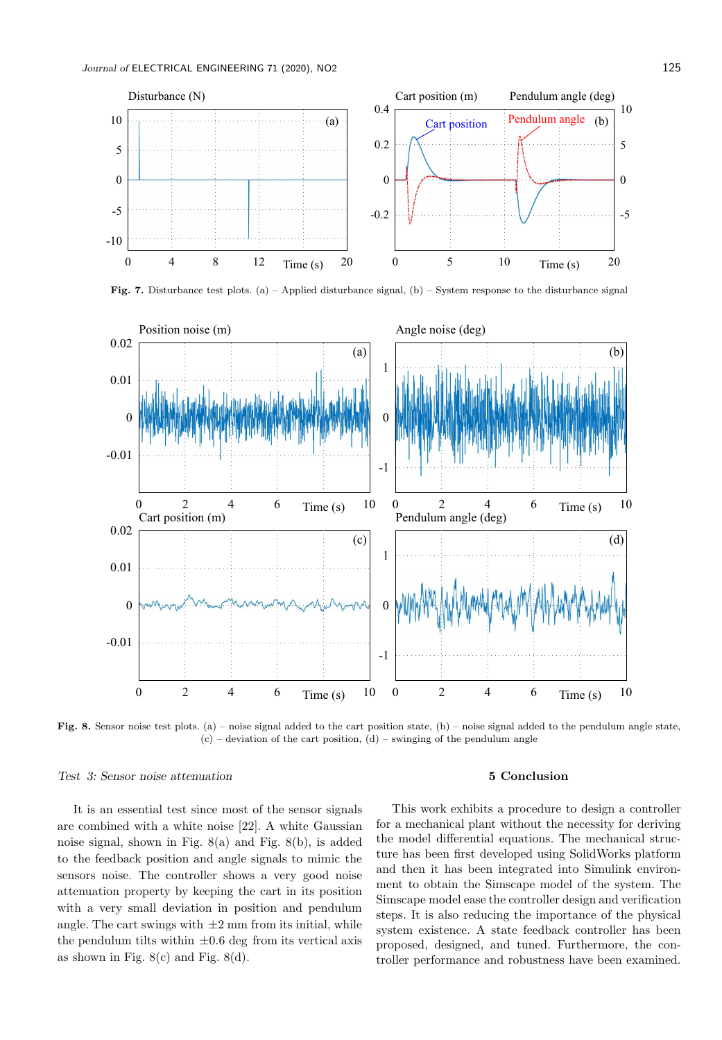**Fig. 7.** Disturbance test plots. (a) – Applied disturbance signal, (b) – System response to the disturbance signal

**Fig. 8.** Sensor noise test plots. (a) – noise signal added to the cart position state, (b) – noise signal added to the pendulum angle state, (c) – deviation of the cart position, (d) – swinging of the pendulum angle

*Test 3: Sensor noise attenuation*

It is an essential test since most of the sensor signals are combined with a white noise [22]. A white Gaussian noise signal, shown in Fig. 8(a) and Fig. 8(b), is added to the feedback position and angle signals to mimic the sensors noise. The controller shows a very good noise attenuation property by keeping the cart in its position with a very small deviation in position and pendulum angle. The cart swings with $\pm 2$ mm from its initial, while the pendulum tilts within $\pm 0.6$ deg from its vertical axis as shown in Fig. 8(c) and Fig. 8(d).

## 5 Conclusion

This work exhibits a procedure to design a controller for a mechanical plant without the necessity for deriving the model differential equations. The mechanical structure has been first developed using SolidWorks platform and then it has been integrated into Simulink environment to obtain the Simscape model of the system. The Simscape model ease the controller design and verification steps. It is also reducing the importance of the physical system existence. A state feedback controller has been proposed, designed, and tuned. Furthermore, the controller performance and robustness have been examined.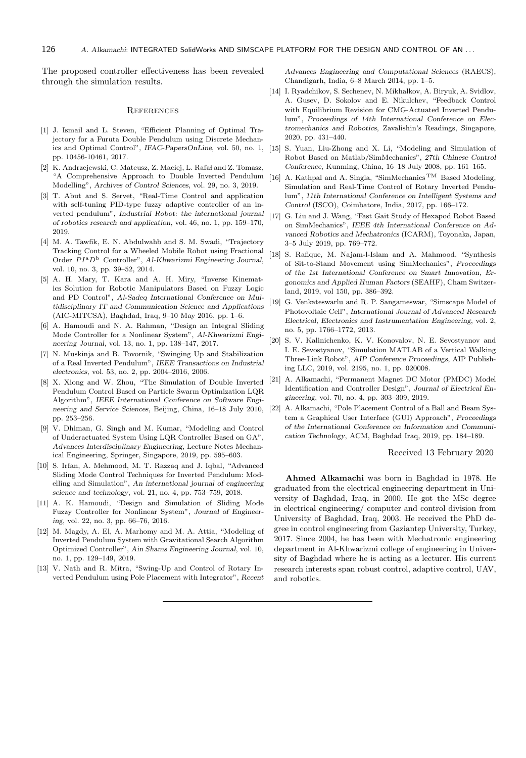The proposed controller effectiveness has been revealed through the simulation results.

## References

[1] J. Ismail and L. Steven, "Efficient Planning of Optimal Trajectory for a Furuta Double Pendulum using Discrete Mechanics and Optimal Control", *IFAC-PapersOnLine*, vol. 50, no. 1, pp. 10456-10461, 2017.

[2] K. Andrzejewski, C. Mateusz, Z. Maciej, L. Rafał and Z. Tomasz, "A Comprehensive Approach to Double Inverted Pendulum Modelling", *Archives of Control Sciences*, vol. 29, no. 3, 2019.

[3] T. Abut and S. Servet, "Real-Time Control and application with self-tuning PID-type fuzzy adaptive controller of an inverted pendulum", *Industrial Robot: the international journal of robotics research and application*, vol. 46, no. 1, pp. 159–170, 2019.

[4] M. A. Tawfik, E. N. Abdulwahb and S. M. Swadi, "Trajectory Tracking Control for a Wheeled Mobile Robot using Fractional Order $PI^aD^b$ Controller", *Al-Khwarizmi Engineering Journal*, vol. 10, no. 3, pp. 39–52, 2014.

[5] A. H. Mary, T. Kara and A. H. Miry, "Inverse Kinematics Solution for Robotic Manipulators Based on Fuzzy Logic and PD Control", *Al-Sadeq International Conference on Multidisciplinary IT and Communication Science and Applications* (AIC-MITCSA), Baghdad, Iraq, 9–10 May 2016, pp. 1–6.

[6] A. Hamoudi and N. A. Rahman, "Design an Integral Sliding Mode Controller for a Nonlinear System", *Al-Khwarizmi Engineering Journal*, vol. 13, no. 1, pp. 138–147, 2017.

[7] N. Muskinja and B. Tovornik, "Swinging Up and Stabilization of a Real Inverted Pendulum", *IEEE Transactions on Industrial electronics*, vol. 53, no. 2, pp. 2004–2016, 2006.

[8] X. Xiong and W. Zhou, "The Simulation of Double Inverted Pendulum Control Based on Particle Swarm Optimization LQR Algorithm", *IEEE International Conference on Software Engineering and Service Sciences*, Beijing, China, 16–18 July 2010, pp. 253–256.

[9] V. Dhiman, G. Singh and M. Kumar, "Modeling and Control of Underactuated System Using LQR Controller Based on GA", *Advances Interdisciplinary Engineering*, Lecture Notes Mechanical Engineering, Springer, Singapore, 2019, pp. 595–603.

[10] S. Irfan, A. Mehmood, M. T. Razzaq and J. Iqbal, "Advanced Sliding Mode Control Techniques for Inverted Pendulum: Modelling and Simulation", *An international journal of engineering science and technology*, vol. 21, no. 4, pp. 753–759, 2018.

[11] A. K. Hamoudi, "Design and Simulation of Sliding Mode Fuzzy Controller for Nonlinear System", *Journal of Engineering*, vol. 22, no. 3, pp. 66–76, 2016.

[12] M. Magdy, A. El, A. Marhomy and M. A. Attia, "Modeling of Inverted Pendulum System with Gravitational Search Algorithm Optimized Controller", *Ain Shams Engineering Journal*, vol. 10, no. 1, pp. 129–149, 2019.

[13] V. Nath and R. Mitra, "Swing-Up and Control of Rotary Inverted Pendulum using Pole Placement with Integrator", *Recent Advances Engineering and Computational Sciences* (RAECS), Chandigarh, India, 6–8 March 2014, pp. 1–5.

[14] I. Ryadchikov, S. Sechenev, N. Mikhalkov, A. Biryuk, A. Svidlov, A. Gusev, D. Sokolov and E. Nikulchev, "Feedback Control with Equilibrium Revision for CMG-Actuated Inverted Pendulum", *Proceedings of 14th International Conference on Electromechanics and Robotics*, Zavalishin's Readings, Singapore, 2020, pp. 431–440.

[15] S. Yuan, Liu-Zhong and X. Li, "Modeling and Simulation of Robot Based on Matlab/SimMechanics", *27th Chinese Control Conference*, Kunming, China, 16–18 July 2008, pp. 161–165.

[16] A. Kathpal and A. Singla, "SimMechanics$^{\text{TM}}$ Based Modeling, Simulation and Real-Time Control of Rotary Inverted Pendulum", *11th International Conference on Intelligent Systems and Control* (ISCO), Coimbatore, India, 2017, pp. 166–172.

[17] G. Liu and J. Wang, "Fast Gait Study of Hexapod Robot Based on SimMechanics", *IEEE 4th International Conference on Advanced Robotics and Mechatronics* (ICARM), Toyonaka, Japan, 3–5 July 2019, pp. 769–772.

[18] S. Rafique, M. Najam-l-Islam and A. Mahmood, "Synthesis of Sit-to-Stand Movement using SimMechanics", *Proceedings of the 1st International Conference on Smart Innovation, Ergonomics and Applied Human Factors* (SEAHF), Cham Switzerland, 2019, vol 150, pp. 386–392.

[19] G. Venkateswarlu and R. P. Sangameswar, "Simscape Model of Photovoltaic Cell", *International Journal of Advanced Research Electrical, Electronics and Instrumentation Engineering*, vol. 2, no. 5, pp. 1766–1772, 2013.

[20] S. V. Kalinichenko, K. V. Konovalov, N. E. Sevostyanov and I. E. Sevostyanov, "Simulation MATLAB of a Vertical Walking Three-Link Robot", *AIP Conference Proceedings*, AIP Publishing LLC, 2019, vol. 2195, no. 1, pp. 020008.

[21] A. Alkamachi, "Permanent Magnet DC Motor (PMDC) Model Identification and Controller Design", *Journal of Electrical Engineering*, vol. 70, no. 4, pp. 303–309, 2019.

[22] A. Alkamachi, "Pole Placement Control of a Ball and Beam System a Graphical User Interface (GUI) Approach", *Proceedings of the International Conference on Information and Communication Technology*, ACM, Baghdad Iraq, 2019, pp. 184–189.

Received 13 February 2020

**Ahmed Alkamachi** was born in Baghdad in 1978. He graduated from the electrical engineering department in University of Baghdad, Iraq, in 2000. He got the MSc degree in electrical engineering/ computer and control division from University of Baghdad, Iraq, 2003. He received the PhD degree in control engineering from Gaziantep University, Turkey, 2017. Since 2004, he has been with Mechatronic engineering department in Al-Khwarizmi college of engineering in University of Baghdad where he is acting as a lecturer. His current research interests span robust control, adaptive control, UAV, and robotics.